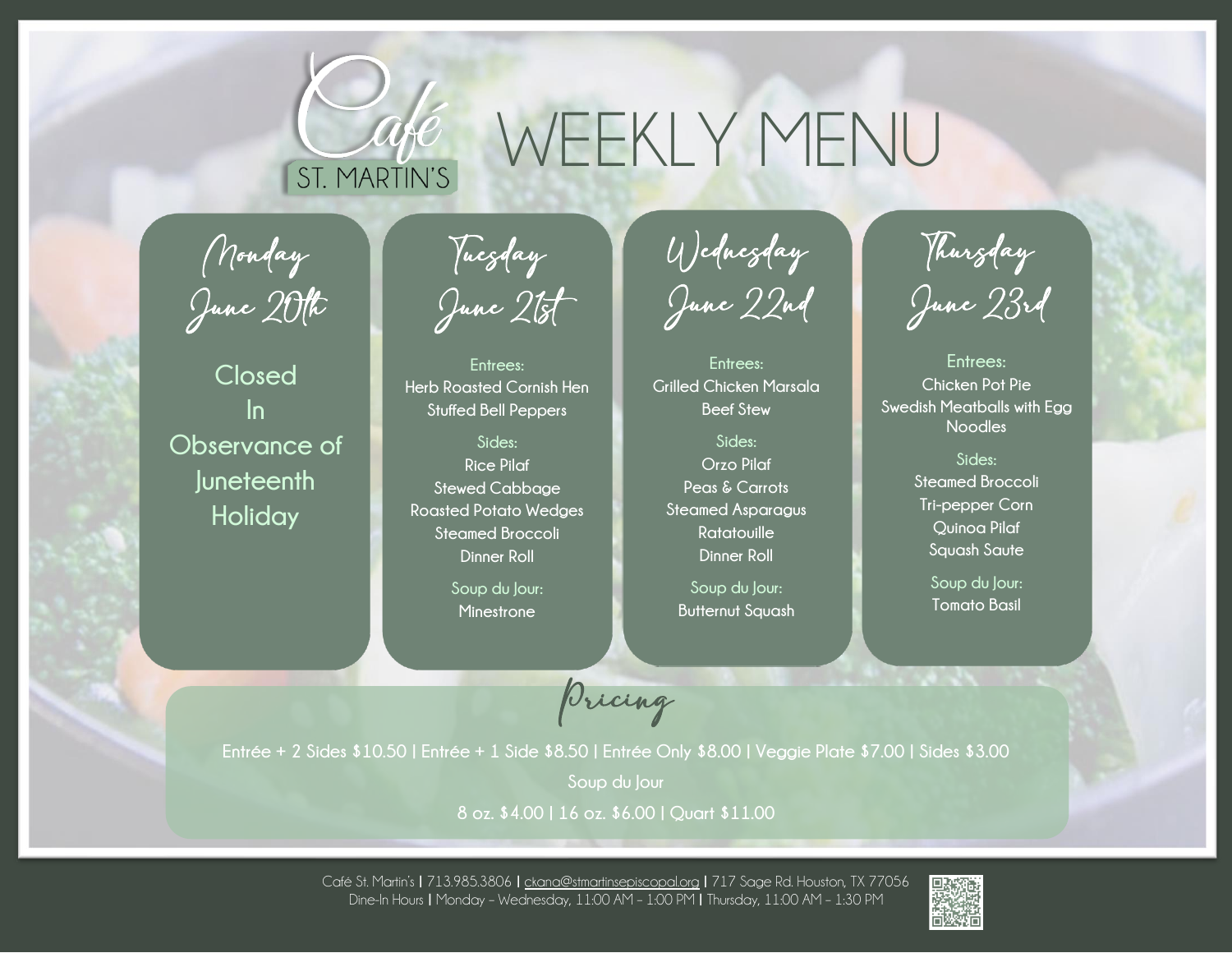# Café St. Martin's

# WEEKLY MENU

## Monday June 20th

Closed In Observance of Juneteenth Holiday

## Tuesday June 21st

**Entrees:**
Herb Roasted Cornish Hen
Stuffed Bell Peppers

**Sides:**
Rice Pilaf
Stewed Cabbage
Roasted Potato Wedges
Steamed Broccoli
Dinner Roll

**Soup du Jour:**
Minestrone

## Wednesday June 22nd

**Entrees:**
Grilled Chicken Marsala
Beef Stew

**Sides:**
Orzo Pilaf
Peas & Carrots
Steamed Asparagus
Ratatouille
Dinner Roll

**Soup du Jour:**
Butternut Squash

## Thursday June 23rd

**Entrees:**
Chicken Pot Pie
Swedish Meatballs with Egg Noodles

**Sides:**
Steamed Broccoli
Tri-pepper Corn
Quinoa Pilaf
Squash Saute

**Soup du Jour:**
Tomato Basil

## Pricing

Entrée + 2 Sides $10.50 | Entrée + 1 Side $8.50 | Entrée Only $8.00 | Veggie Plate $7.00 | Sides $3.00

Soup du Jour

8 oz. $4.00 | 16 oz. $6.00 | Quart $11.00

Café St. Martin's | 713.985.3806 | ckana@stmartinsepiscopal.org | 717 Sage Rd. Houston, TX 77056
Dine-In Hours | Monday – Wednesday, 11:00 AM – 1:00 PM | Thursday, 11:00 AM – 1:30 PM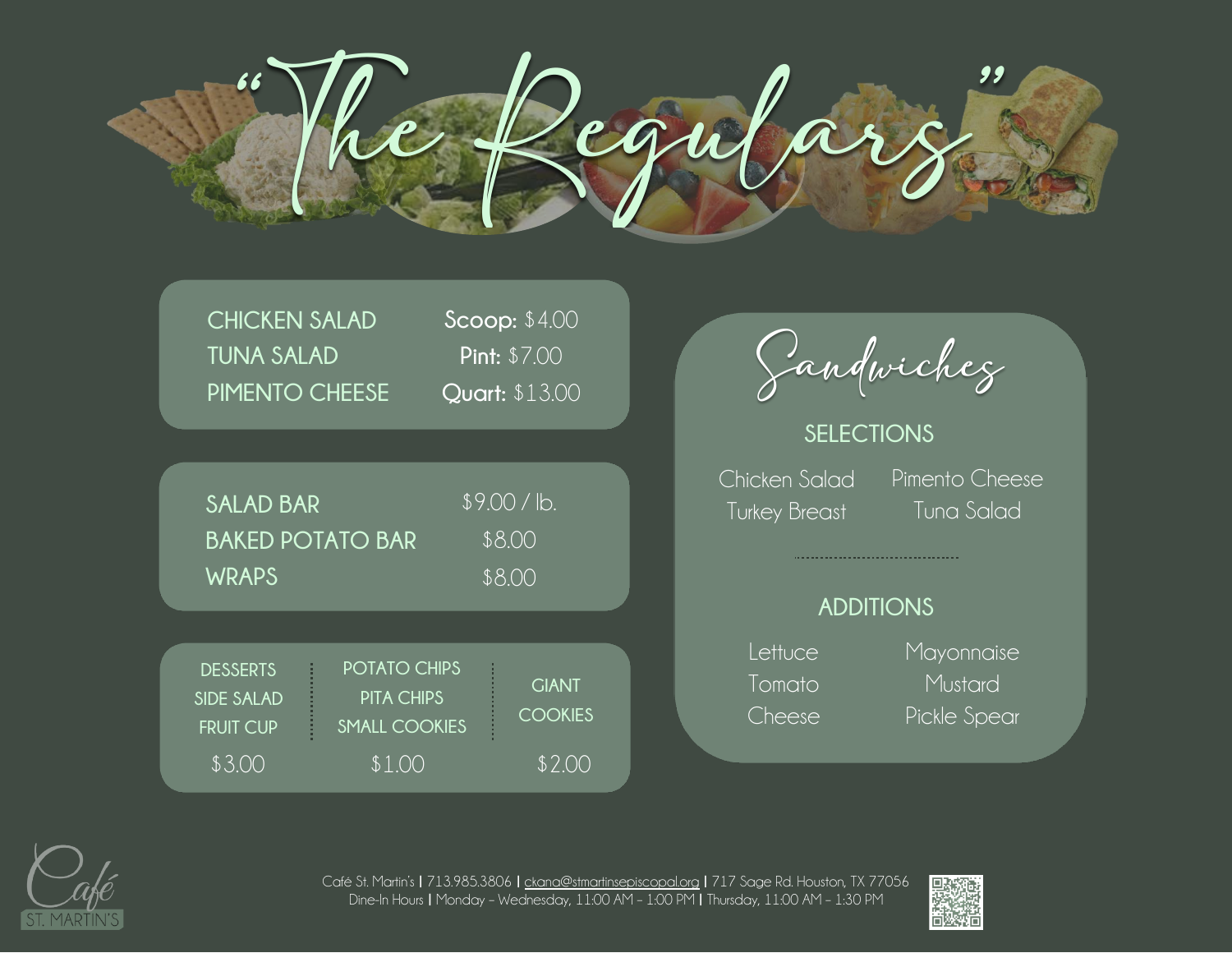# "The Regulars"

| | |
|---|---|
| CHICKEN SALAD | **Scoop:** $4.00 |
| TUNA SALAD | **Pint:** $7.00 |
| PIMENTO CHEESE | **Quart:** $13.00 |

| | |
|---|---|
| SALAD BAR | $9.00 / lb. |
| BAKED POTATO BAR | $8.00 |
| WRAPS | $8.00 |

| | | |
|---|---|---|
| DESSERTS<br>SIDE SALAD<br>FRUIT CUP | POTATO CHIPS<br>PITA CHIPS<br>SMALL COOKIES | GIANT<br>COOKIES |
| $3.00 | $1.00 | $2.00 |

## Sandwiches

### SELECTIONS

Chicken Salad
Pimento Cheese
Turkey Breast
Tuna Salad

### ADDITIONS

Lettuce
Mayonnaise
Tomato
Mustard
Cheese
Pickle Spear

Café St. Martin's

Café St. Martin's | 713.985.3806 | ckana@stmartinsepiscopal.org | 717 Sage Rd. Houston, TX 77056
Dine-In Hours | Monday – Wednesday, 11:00 AM – 1:00 PM | Thursday, 11:00 AM – 1:30 PM